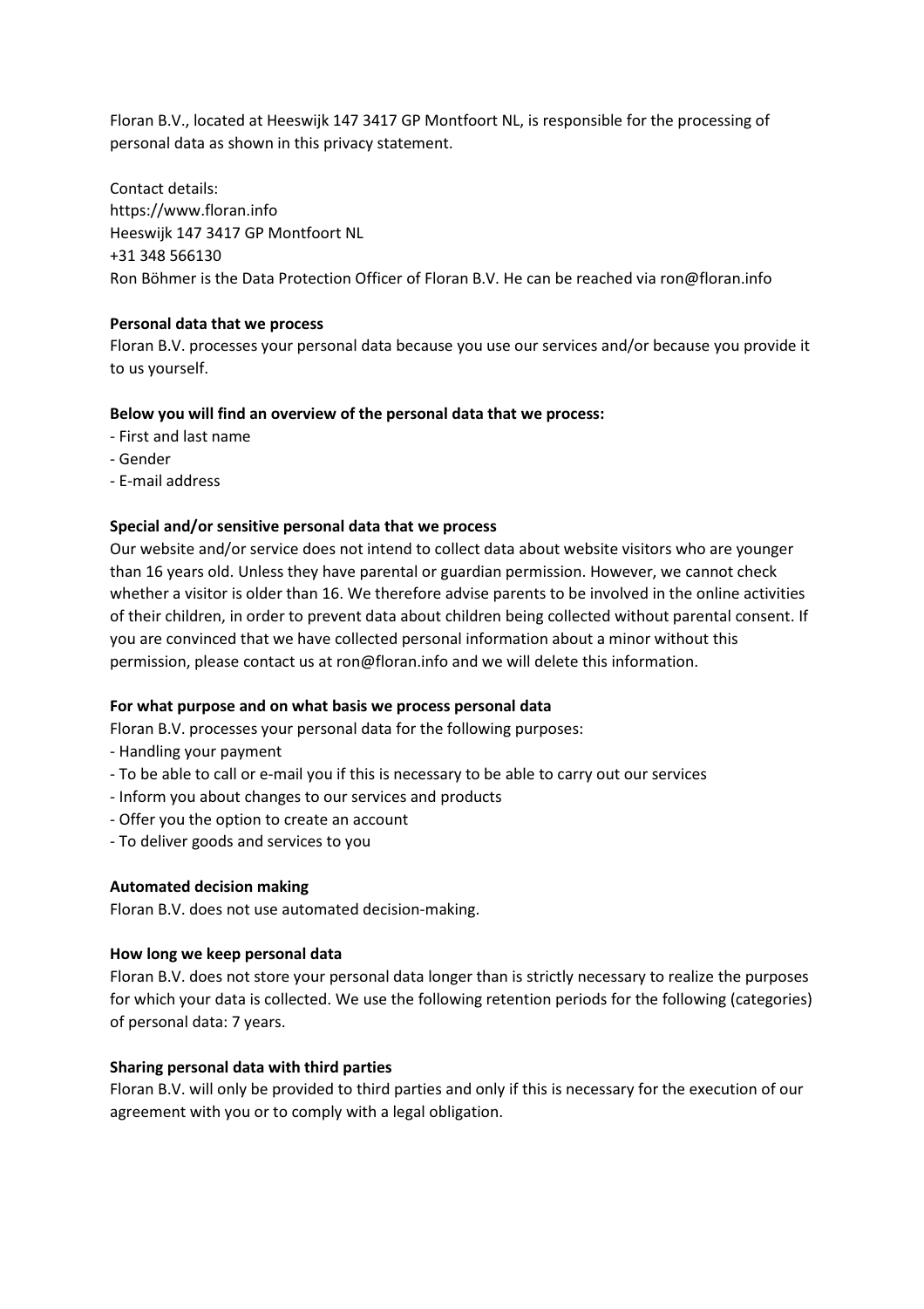Floran B.V., located at Heeswijk 147 3417 GP Montfoort NL, is responsible for the processing of personal data as shown in this privacy statement.

Contact details:
https://www.floran.info
Heeswijk 147 3417 GP Montfoort NL
+31 348 566130
Ron Böhmer is the Data Protection Officer of Floran B.V. He can be reached via ron@floran.info

**Personal data that we process**
Floran B.V. processes your personal data because you use our services and/or because you provide it to us yourself.

**Below you will find an overview of the personal data that we process:**
- First and last name
- Gender
- E-mail address

**Special and/or sensitive personal data that we process**
Our website and/or service does not intend to collect data about website visitors who are younger than 16 years old. Unless they have parental or guardian permission. However, we cannot check whether a visitor is older than 16. We therefore advise parents to be involved in the online activities of their children, in order to prevent data about children being collected without parental consent. If you are convinced that we have collected personal information about a minor without this permission, please contact us at ron@floran.info and we will delete this information.

**For what purpose and on what basis we process personal data**
Floran B.V. processes your personal data for the following purposes:
- Handling your payment
- To be able to call or e-mail you if this is necessary to be able to carry out our services
- Inform you about changes to our services and products
- Offer you the option to create an account
- To deliver goods and services to you

**Automated decision making**
Floran B.V. does not use automated decision-making.

**How long we keep personal data**
Floran B.V. does not store your personal data longer than is strictly necessary to realize the purposes for which your data is collected. We use the following retention periods for the following (categories) of personal data: 7 years.

**Sharing personal data with third parties**
Floran B.V. will only be provided to third parties and only if this is necessary for the execution of our agreement with you or to comply with a legal obligation.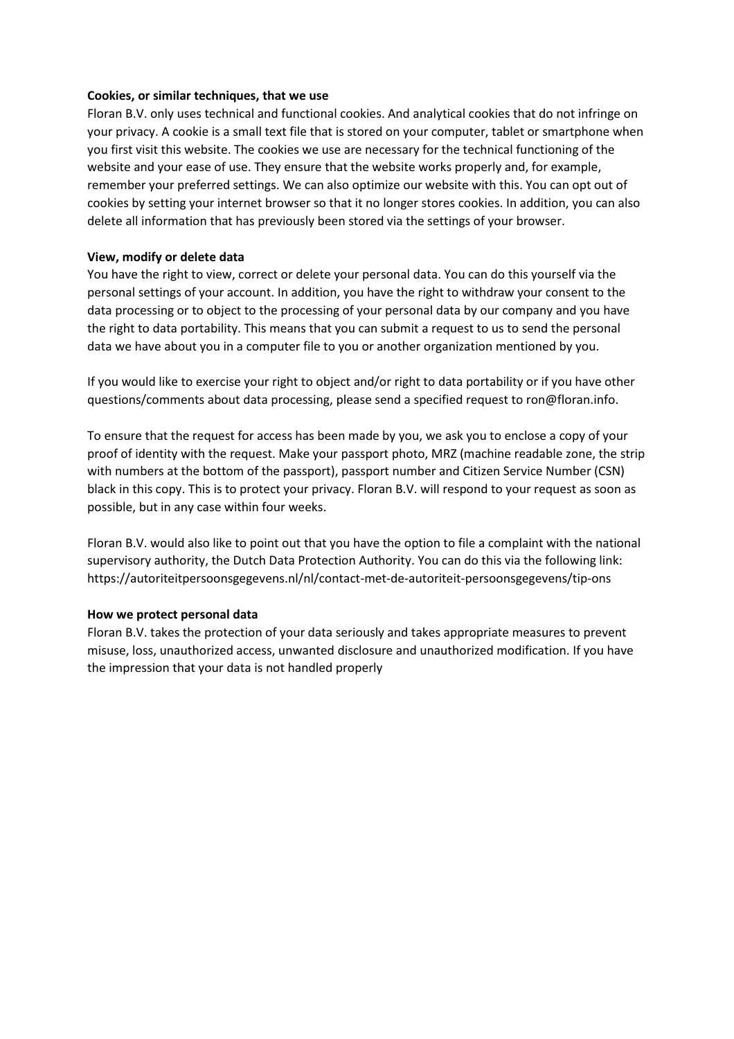**Cookies, or similar techniques, that we use**

Floran B.V. only uses technical and functional cookies. And analytical cookies that do not infringe on your privacy. A cookie is a small text file that is stored on your computer, tablet or smartphone when you first visit this website. The cookies we use are necessary for the technical functioning of the website and your ease of use. They ensure that the website works properly and, for example, remember your preferred settings. We can also optimize our website with this. You can opt out of cookies by setting your internet browser so that it no longer stores cookies. In addition, you can also delete all information that has previously been stored via the settings of your browser.

**View, modify or delete data**

You have the right to view, correct or delete your personal data. You can do this yourself via the personal settings of your account. In addition, you have the right to withdraw your consent to the data processing or to object to the processing of your personal data by our company and you have the right to data portability. This means that you can submit a request to us to send the personal data we have about you in a computer file to you or another organization mentioned by you.

If you would like to exercise your right to object and/or right to data portability or if you have other questions/comments about data processing, please send a specified request to ron@floran.info.

To ensure that the request for access has been made by you, we ask you to enclose a copy of your proof of identity with the request. Make your passport photo, MRZ (machine readable zone, the strip with numbers at the bottom of the passport), passport number and Citizen Service Number (CSN) black in this copy. This is to protect your privacy. Floran B.V. will respond to your request as soon as possible, but in any case within four weeks.

Floran B.V. would also like to point out that you have the option to file a complaint with the national supervisory authority, the Dutch Data Protection Authority. You can do this via the following link: https://autoriteitpersoonsgegevens.nl/nl/contact-met-de-autoriteit-persoonsgegevens/tip-ons

**How we protect personal data**

Floran B.V. takes the protection of your data seriously and takes appropriate measures to prevent misuse, loss, unauthorized access, unwanted disclosure and unauthorized modification. If you have the impression that your data is not handled properly